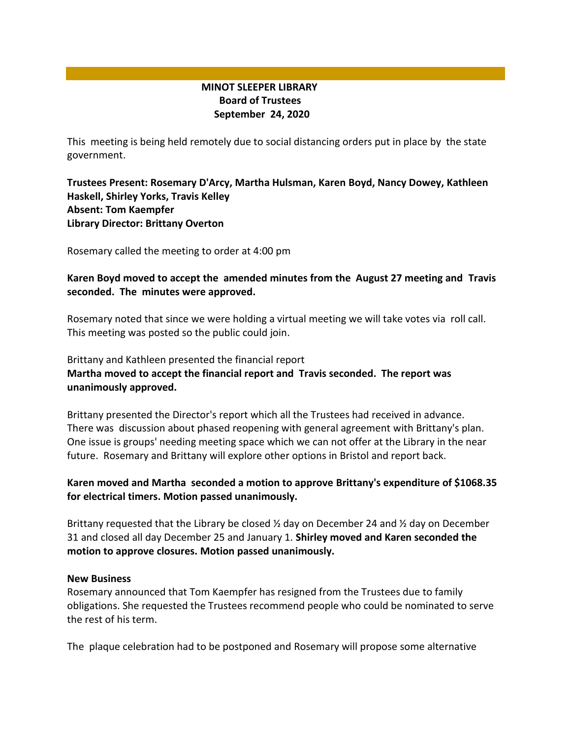**MINOT SLEEPER LIBRARY**
**Board of Trustees**
**September 24, 2020**

This meeting is being held remotely due to social distancing orders put in place by the state government.

**Trustees Present: Rosemary D'Arcy, Martha Hulsman, Karen Boyd, Nancy Dowey, Kathleen Haskell, Shirley Yorks, Travis Kelley**
**Absent: Tom Kaempfer**
**Library Director: Brittany Overton**

Rosemary called the meeting to order at 4:00 pm

**Karen Boyd moved to accept the amended minutes from the August 27 meeting and Travis seconded. The minutes were approved.**

Rosemary noted that since we were holding a virtual meeting we will take votes via roll call. This meeting was posted so the public could join.

Brittany and Kathleen presented the financial report
**Martha moved to accept the financial report and Travis seconded. The report was unanimously approved.**

Brittany presented the Director's report which all the Trustees had received in advance. There was discussion about phased reopening with general agreement with Brittany's plan. One issue is groups' needing meeting space which we can not offer at the Library in the near future. Rosemary and Brittany will explore other options in Bristol and report back.

**Karen moved and Martha seconded a motion to approve Brittany's expenditure of $1068.35 for electrical timers. Motion passed unanimously.**

Brittany requested that the Library be closed ½ day on December 24 and ½ day on December 31 and closed all day December 25 and January 1. **Shirley moved and Karen seconded the motion to approve closures. Motion passed unanimously.**

**New Business**
Rosemary announced that Tom Kaempfer has resigned from the Trustees due to family obligations. She requested the Trustees recommend people who could be nominated to serve the rest of his term.

The plaque celebration had to be postponed and Rosemary will propose some alternative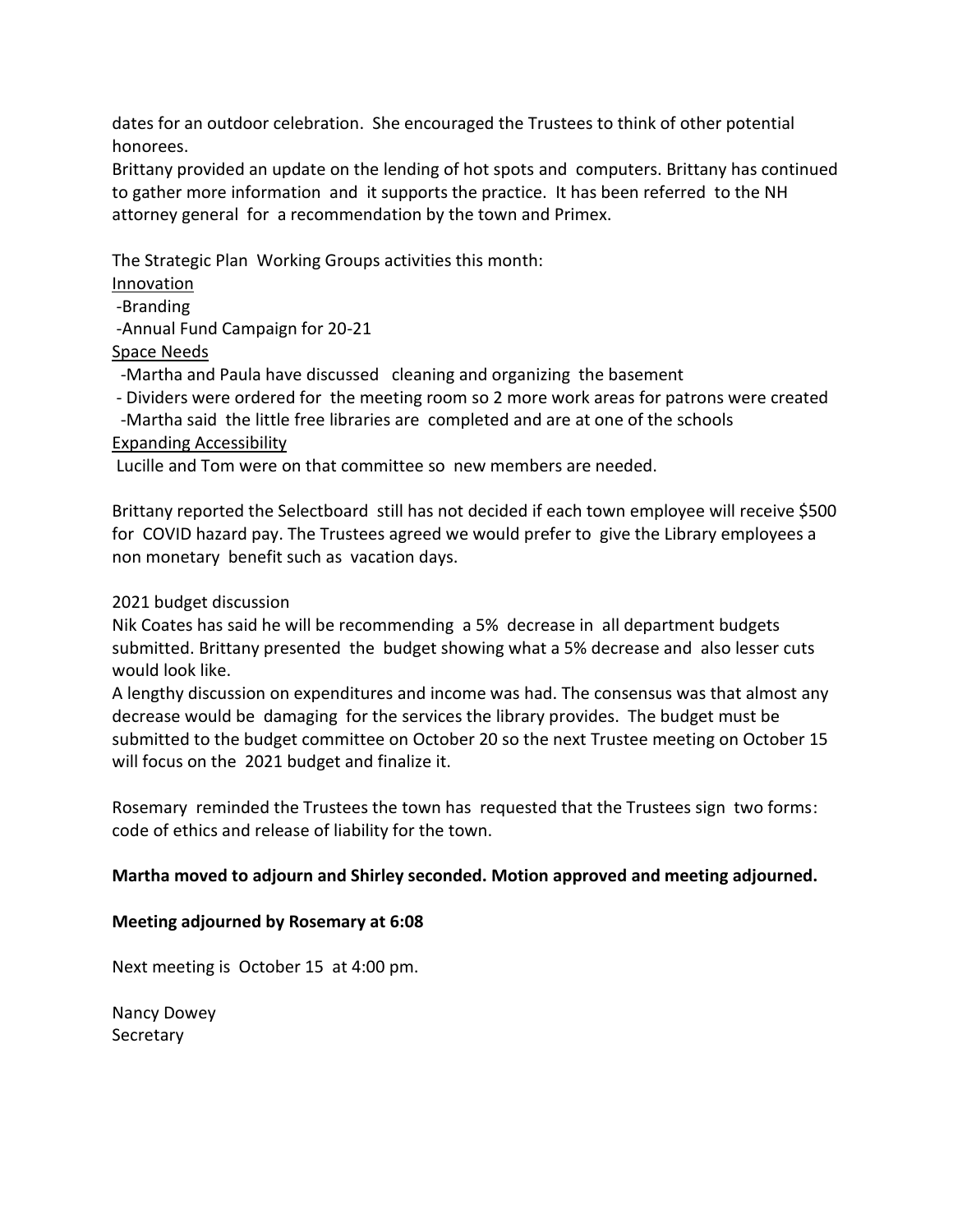dates for an outdoor celebration. She encouraged the Trustees to think of other potential honorees.

Brittany provided an update on the lending of hot spots and computers. Brittany has continued to gather more information and it supports the practice. It has been referred to the NH attorney general for a recommendation by the town and Primex.

The Strategic Plan Working Groups activities this month:

<u>Innovation</u>

-Branding

-Annual Fund Campaign for 20-21

<u>Space Needs</u>

-Martha and Paula have discussed cleaning and organizing the basement

- Dividers were ordered for the meeting room so 2 more work areas for patrons were created

-Martha said the little free libraries are completed and are at one of the schools

<u>Expanding Accessibility</u>

Lucille and Tom were on that committee so new members are needed.

Brittany reported the Selectboard still has not decided if each town employee will receive $500 for COVID hazard pay. The Trustees agreed we would prefer to give the Library employees a non monetary benefit such as vacation days.

2021 budget discussion

Nik Coates has said he will be recommending a 5% decrease in all department budgets submitted. Brittany presented the budget showing what a 5% decrease and also lesser cuts would look like.

A lengthy discussion on expenditures and income was had. The consensus was that almost any decrease would be damaging for the services the library provides. The budget must be submitted to the budget committee on October 20 so the next Trustee meeting on October 15 will focus on the 2021 budget and finalize it.

Rosemary reminded the Trustees the town has requested that the Trustees sign two forms: code of ethics and release of liability for the town.

**Martha moved to adjourn and Shirley seconded. Motion approved and meeting adjourned.**

**Meeting adjourned by Rosemary at 6:08**

Next meeting is October 15 at 4:00 pm.

Nancy Dowey
Secretary